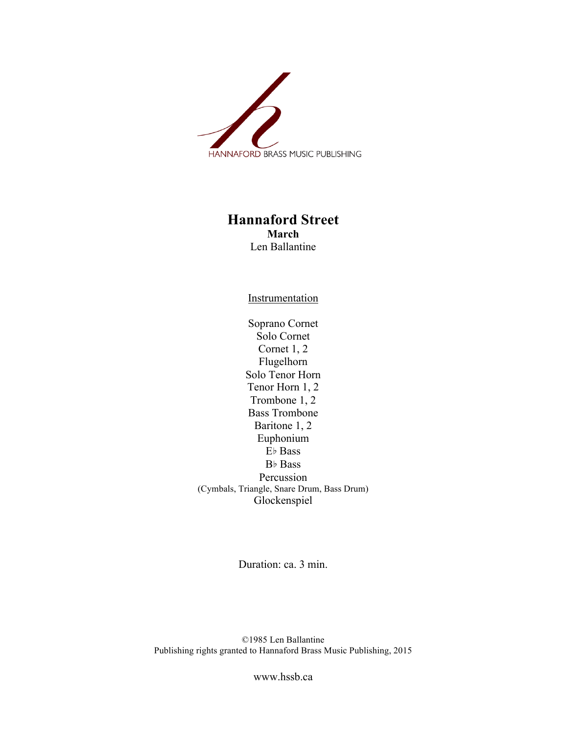HANNAFORD BRASS MUSIC PUBLISHING

# Hannaford Street

**March**

Len Ballantine

Instrumentation

Soprano Cornet
Solo Cornet
Cornet 1, 2
Flugelhorn
Solo Tenor Horn
Tenor Horn 1, 2
Trombone 1, 2
Bass Trombone
Baritone 1, 2
Euphonium
E♭ Bass
B♭ Bass
Percussion
(Cymbals, Triangle, Snare Drum, Bass Drum)
Glockenspiel

Duration: ca. 3 min.

©1985 Len Ballantine
Publishing rights granted to Hannaford Brass Music Publishing, 2015

www.hssb.ca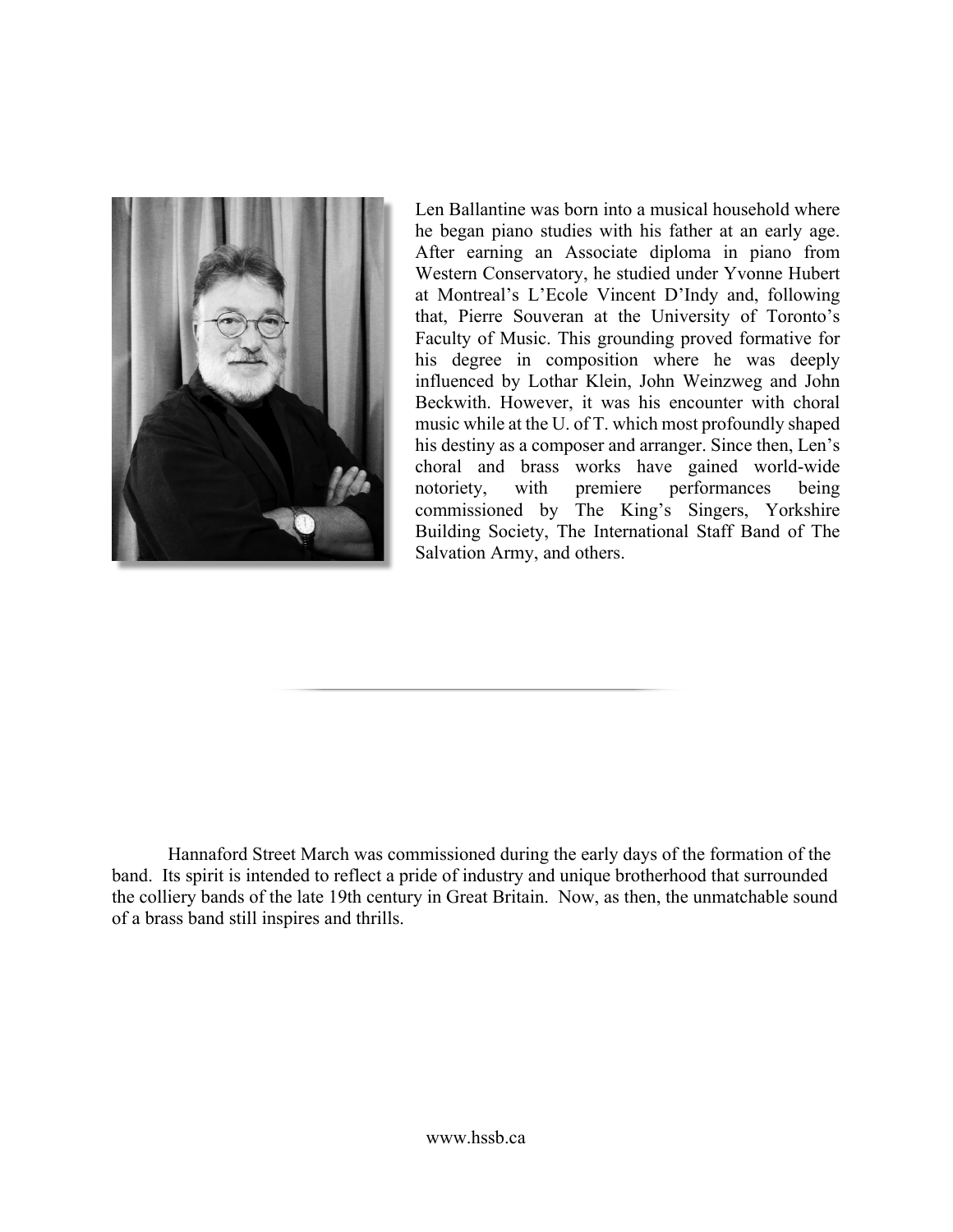Len Ballantine was born into a musical household where he began piano studies with his father at an early age. After earning an Associate diploma in piano from Western Conservatory, he studied under Yvonne Hubert at Montreal's L'Ecole Vincent D'Indy and, following that, Pierre Souveran at the University of Toronto's Faculty of Music. This grounding proved formative for his degree in composition where he was deeply influenced by Lothar Klein, John Weinzweg and John Beckwith. However, it was his encounter with choral music while at the U. of T. which most profoundly shaped his destiny as a composer and arranger. Since then, Len's choral and brass works have gained world-wide notoriety, with premiere performances being commissioned by The King's Singers, Yorkshire Building Society, The International Staff Band of The Salvation Army, and others.

---

Hannaford Street March was commissioned during the early days of the formation of the band. Its spirit is intended to reflect a pride of industry and unique brotherhood that surrounded the colliery bands of the late 19th century in Great Britain. Now, as then, the unmatchable sound of a brass band still inspires and thrills.

www.hssb.ca